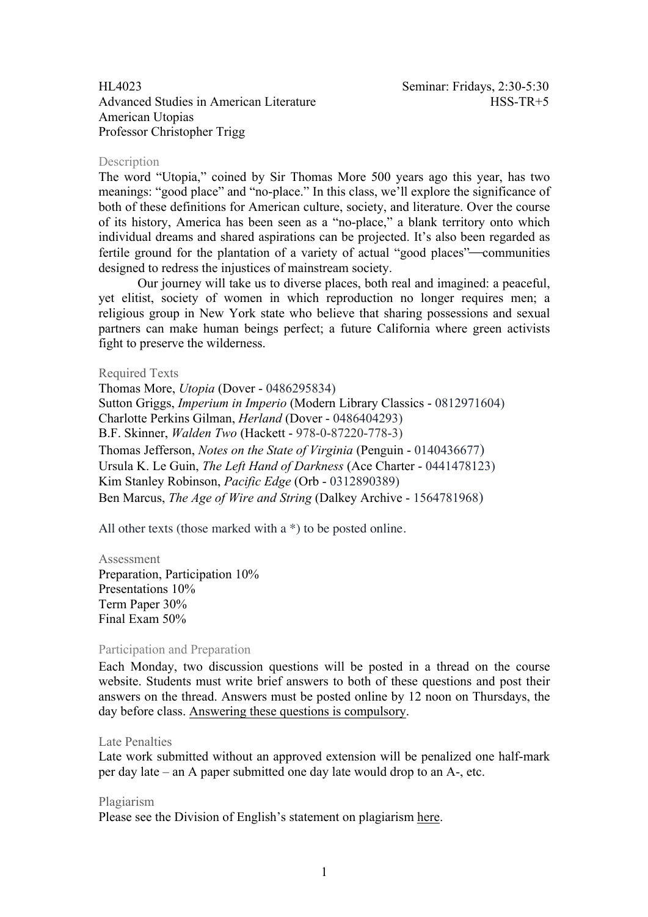HL4023  
Advanced Studies in American Literature  
American Utopias  
Professor Christopher Trigg

Seminar: Fridays, 2:30-5:30  
HSS-TR+5

## Description

The word "Utopia," coined by Sir Thomas More 500 years ago this year, has two meanings: "good place" and "no-place." In this class, we'll explore the significance of both of these definitions for American culture, society, and literature. Over the course of its history, America has been seen as a "no-place," a blank territory onto which individual dreams and shared aspirations can be projected. It's also been regarded as fertile ground for the plantation of a variety of actual "good places"—communities designed to redress the injustices of mainstream society.

Our journey will take us to diverse places, both real and imagined: a peaceful, yet elitist, society of women in which reproduction no longer requires men; a religious group in New York state who believe that sharing possessions and sexual partners can make human beings perfect; a future California where green activists fight to preserve the wilderness.

## Required Texts

Thomas More, *Utopia* (Dover - 0486295834)  
Sutton Griggs, *Imperium in Imperio* (Modern Library Classics - 0812971604)  
Charlotte Perkins Gilman, *Herland* (Dover - 0486404293)  
B.F. Skinner, *Walden Two* (Hackett - 978-0-87220-778-3)  
Thomas Jefferson, *Notes on the State of Virginia* (Penguin - 0140436677)  
Ursula K. Le Guin, *The Left Hand of Darkness* (Ace Charter - 0441478123)  
Kim Stanley Robinson, *Pacific Edge* (Orb - 0312890389)  
Ben Marcus, *The Age of Wire and String* (Dalkey Archive - 1564781968)

All other texts (those marked with a *) to be posted online.

## Assessment

Preparation, Participation 10%  
Presentations 10%  
Term Paper 30%  
Final Exam 50%

## Participation and Preparation

Each Monday, two discussion questions will be posted in a thread on the course website. Students must write brief answers to both of these questions and post their answers on the thread. Answers must be posted online by 12 noon on Thursdays, the day before class. Answering these questions is compulsory.

## Late Penalties

Late work submitted without an approved extension will be penalized one half-mark per day late – an A paper submitted one day late would drop to an A-, etc.

## Plagiarism

Please see the Division of English's statement on plagiarism here.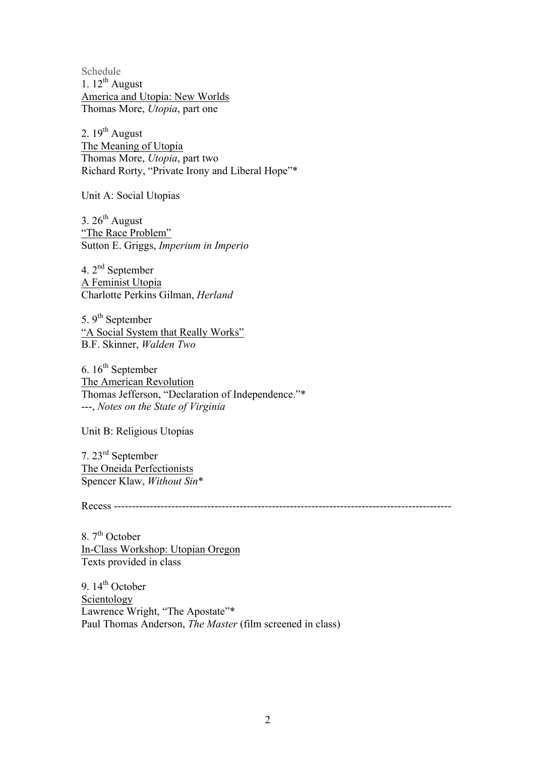Schedule

1. 12th August
<u>America and Utopia: New Worlds</u>
Thomas More, *Utopia*, part one

2. 19th August
<u>The Meaning of Utopia</u>
Thomas More, *Utopia*, part two
Richard Rorty, "Private Irony and Liberal Hope"*

Unit A: Social Utopias

3. 26th August
<u>"The Race Problem"</u>
Sutton E. Griggs, *Imperium in Imperio*

4. 2nd September
<u>A Feminist Utopia</u>
Charlotte Perkins Gilman, *Herland*

5. 9th September
<u>"A Social System that Really Works"</u>
B.F. Skinner, *Walden Two*

6. 16th September
<u>The American Revolution</u>
Thomas Jefferson, "Declaration of Independence."*
---, *Notes on the State of Virginia*

Unit B: Religious Utopias

7. 23rd September
<u>The Oneida Perfectionists</u>
Spencer Klaw, *Without Sin**

Recess ---------------------------------------------------------------------------------------------

8. 7th October
<u>In-Class Workshop: Utopian Oregon</u>
Texts provided in class

9. 14th October
<u>Scientology</u>
Lawrence Wright, "The Apostate"*
Paul Thomas Anderson, *The Master* (film screened in class)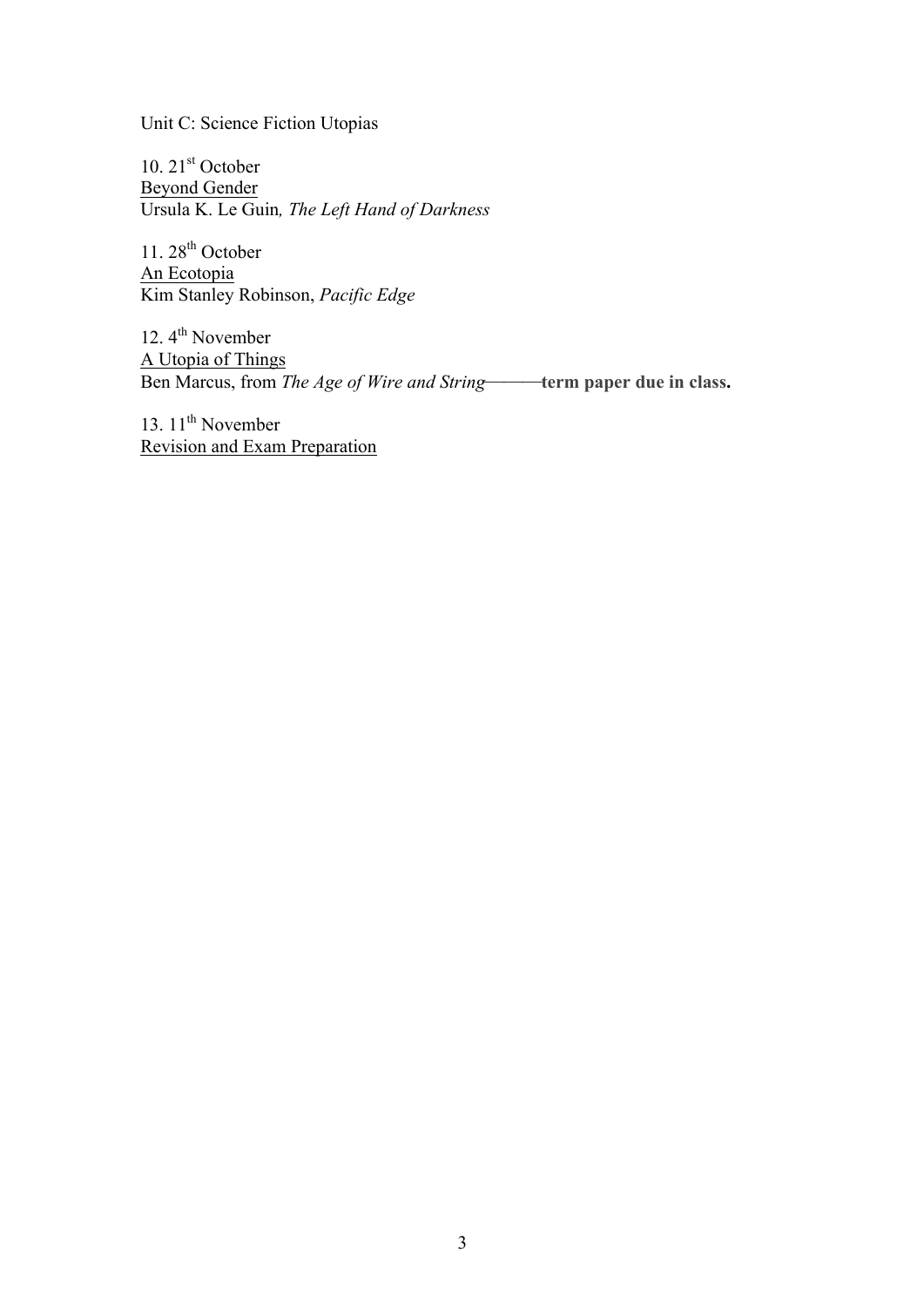Unit C: Science Fiction Utopias

10. 21st October
Beyond Gender
Ursula K. Le Guin, *The Left Hand of Darkness*

11. 28th October
An Ecotopia
Kim Stanley Robinson, *Pacific Edge*

12. 4th November
A Utopia of Things
Ben Marcus, from *The Age of Wire and String*——**term paper due in class.**

13. 11th November
Revision and Exam Preparation